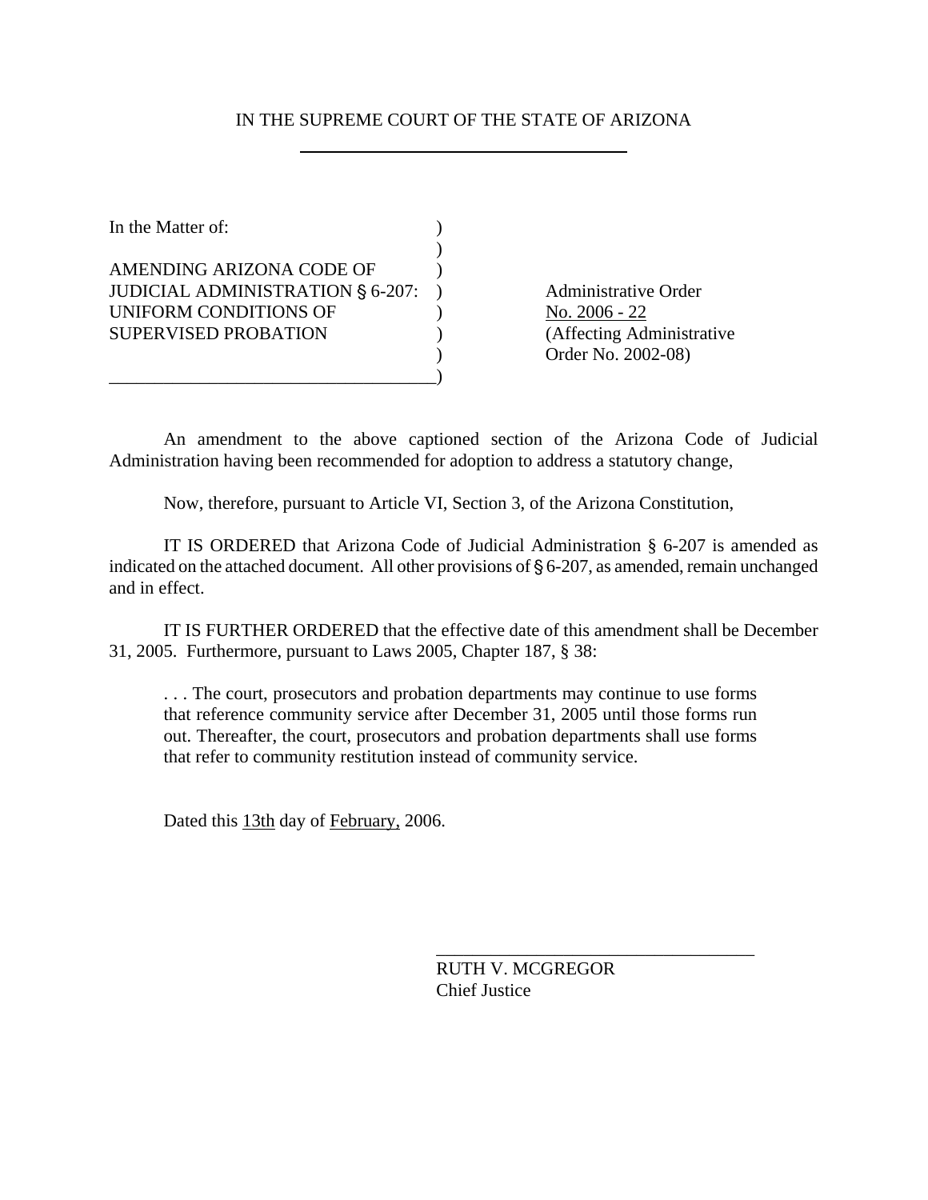IN THE SUPREME COURT OF THE STATE OF ARIZONA

| In the Matter of: | |
|---|---|
| AMENDING ARIZONA CODE OF JUDICIAL ADMINISTRATION § 6-207: UNIFORM CONDITIONS OF SUPERVISED PROBATION | Administrative Order No. 2006 - 22 (Affecting Administrative Order No. 2002-08) |

An amendment to the above captioned section of the Arizona Code of Judicial Administration having been recommended for adoption to address a statutory change,

Now, therefore, pursuant to Article VI, Section 3, of the Arizona Constitution,

IT IS ORDERED that Arizona Code of Judicial Administration § 6-207 is amended as indicated on the attached document. All other provisions of § 6-207, as amended, remain unchanged and in effect.

IT IS FURTHER ORDERED that the effective date of this amendment shall be December 31, 2005. Furthermore, pursuant to Laws 2005, Chapter 187, § 38:

> . . . The court, prosecutors and probation departments may continue to use forms that reference community service after December 31, 2005 until those forms run out. Thereafter, the court, prosecutors and probation departments shall use forms that refer to community restitution instead of community service.

Dated this 13th day of February, 2006.

RUTH V. MCGREGOR
Chief Justice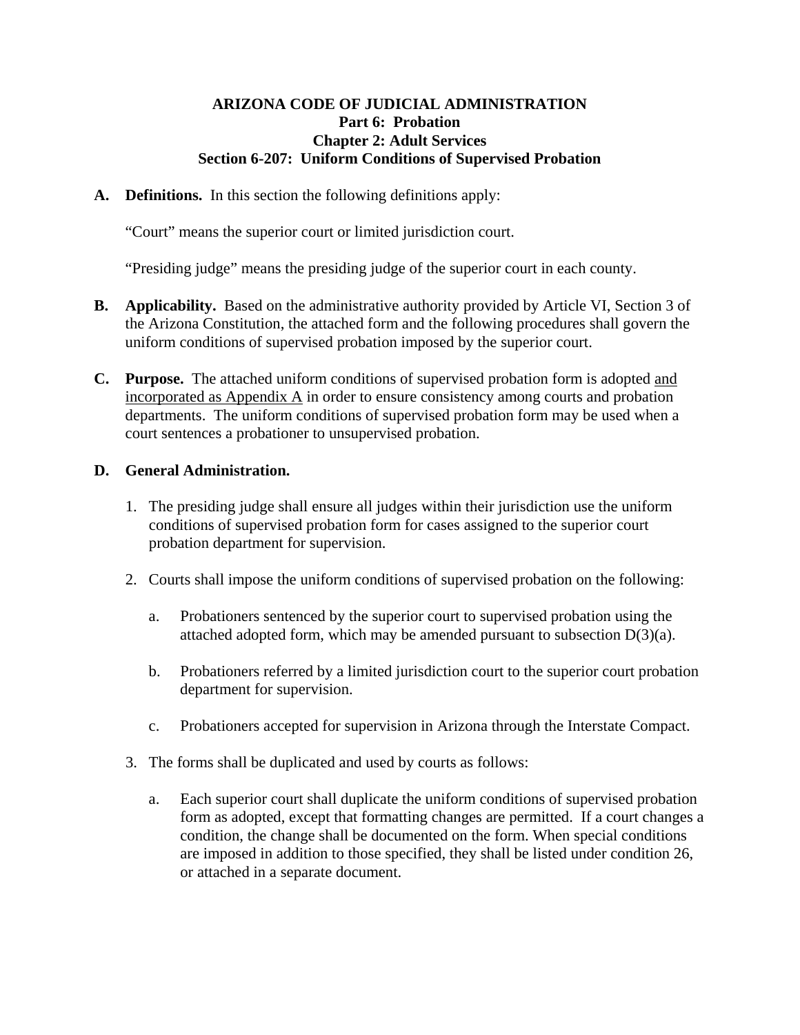**ARIZONA CODE OF JUDICIAL ADMINISTRATION**
**Part 6: Probation**
**Chapter 2: Adult Services**
**Section 6-207: Uniform Conditions of Supervised Probation**

**A. Definitions.** In this section the following definitions apply:

"Court" means the superior court or limited jurisdiction court.

"Presiding judge" means the presiding judge of the superior court in each county.

**B. Applicability.** Based on the administrative authority provided by Article VI, Section 3 of the Arizona Constitution, the attached form and the following procedures shall govern the uniform conditions of supervised probation imposed by the superior court.

**C. Purpose.** The attached uniform conditions of supervised probation form is adopted <u>and incorporated as Appendix A</u> in order to ensure consistency among courts and probation departments. The uniform conditions of supervised probation form may be used when a court sentences a probationer to unsupervised probation.

**D. General Administration.**

1. The presiding judge shall ensure all judges within their jurisdiction use the uniform conditions of supervised probation form for cases assigned to the superior court probation department for supervision.

2. Courts shall impose the uniform conditions of supervised probation on the following:

   a. Probationers sentenced by the superior court to supervised probation using the attached adopted form, which may be amended pursuant to subsection D(3)(a).

   b. Probationers referred by a limited jurisdiction court to the superior court probation department for supervision.

   c. Probationers accepted for supervision in Arizona through the Interstate Compact.

3. The forms shall be duplicated and used by courts as follows:

   a. Each superior court shall duplicate the uniform conditions of supervised probation form as adopted, except that formatting changes are permitted. If a court changes a condition, the change shall be documented on the form. When special conditions are imposed in addition to those specified, they shall be listed under condition 26, or attached in a separate document.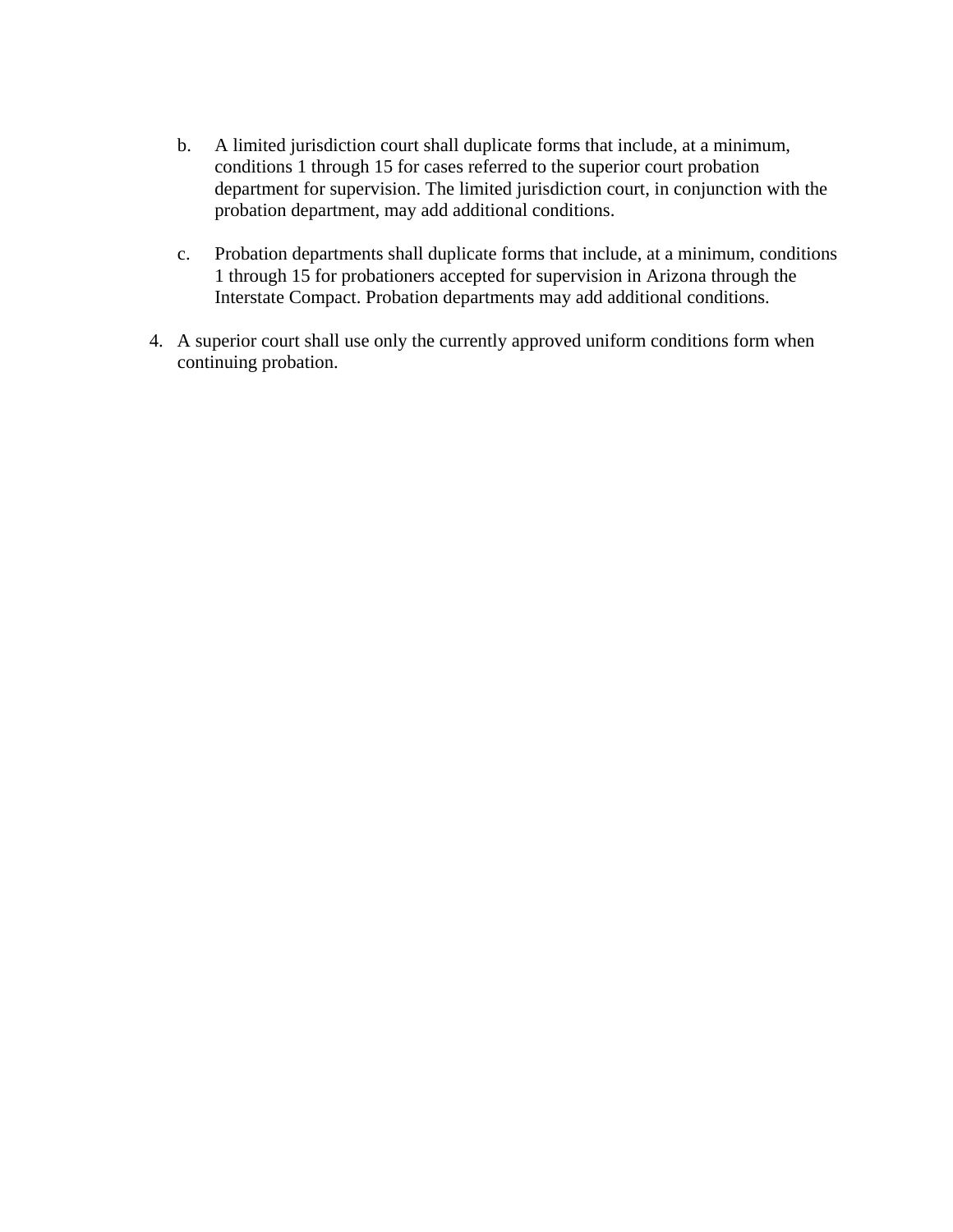b. A limited jurisdiction court shall duplicate forms that include, at a minimum, conditions 1 through 15 for cases referred to the superior court probation department for supervision. The limited jurisdiction court, in conjunction with the probation department, may add additional conditions.

   c. Probation departments shall duplicate forms that include, at a minimum, conditions 1 through 15 for probationers accepted for supervision in Arizona through the Interstate Compact. Probation departments may add additional conditions.

4. A superior court shall use only the currently approved uniform conditions form when continuing probation.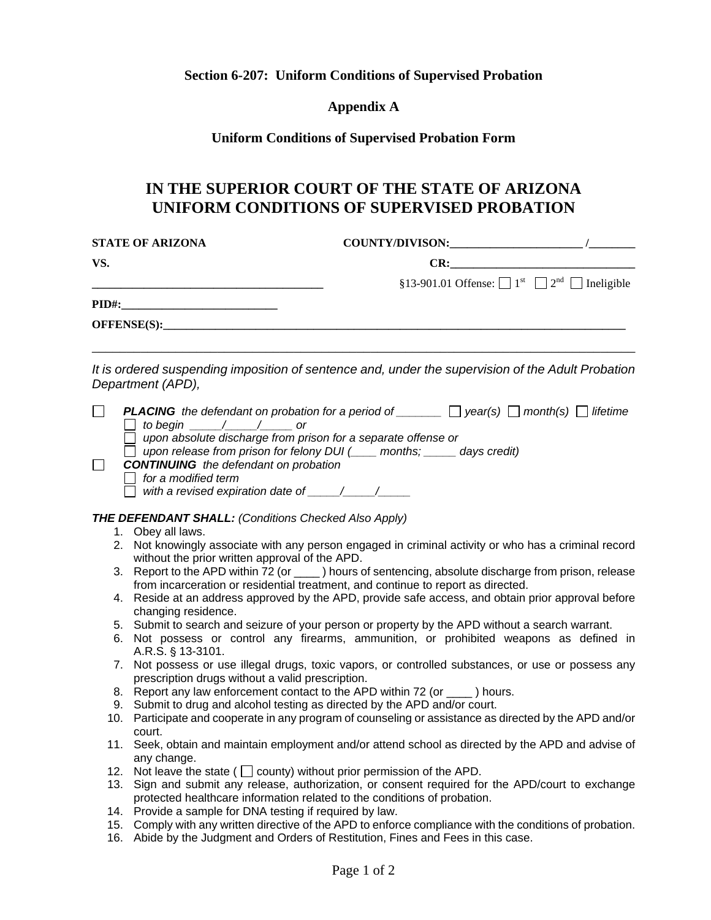**Section 6-207: Uniform Conditions of Supervised Probation**

**Appendix A**

**Uniform Conditions of Supervised Probation Form**

# IN THE SUPERIOR COURT OF THE STATE OF ARIZONA UNIFORM CONDITIONS OF SUPERVISED PROBATION

**STATE OF ARIZONA** **COUNTY/DIVISON:_______________________ /________**

**VS.** **CR:_________________________________**

**_______________________________________** §13-901.01 Offense: ☐ 1st ☐ 2nd ☐ Ineligible

**PID#:___________________________**

**OFFENSE(S):_____________________________________________________________________________**

---

*It is ordered suspending imposition of sentence and, under the supervision of the Adult Probation Department (APD),*

☐ ***PLACING*** *the defendant on probation for a period of _______ ☐ year(s) ☐ month(s) ☐ lifetime*
  ☐ *to begin _____/_____/_____ or*
  ☐ *upon absolute discharge from prison for a separate offense or*
  ☐ *upon release from prison for felony DUI (____ months; _____ days credit)*

☐ ***CONTINUING*** *the defendant on probation*
  ☐ *for a modified term*
  ☐ *with a revised expiration date of _____/_____/_____*

***THE DEFENDANT SHALL:*** *(Conditions Checked Also Apply)*

1. Obey all laws.
2. Not knowingly associate with any person engaged in criminal activity or who has a criminal record without the prior written approval of the APD.
3. Report to the APD within 72 (or ____ ) hours of sentencing, absolute discharge from prison, release from incarceration or residential treatment, and continue to report as directed.
4. Reside at an address approved by the APD, provide safe access, and obtain prior approval before changing residence.
5. Submit to search and seizure of your person or property by the APD without a search warrant.
6. Not possess or control any firearms, ammunition, or prohibited weapons as defined in A.R.S. § 13-3101.
7. Not possess or use illegal drugs, toxic vapors, or controlled substances, or use or possess any prescription drugs without a valid prescription.
8. Report any law enforcement contact to the APD within 72 (or ____ ) hours.
9. Submit to drug and alcohol testing as directed by the APD and/or court.
10. Participate and cooperate in any program of counseling or assistance as directed by the APD and/or court.
11. Seek, obtain and maintain employment and/or attend school as directed by the APD and advise of any change.
12. Not leave the state ( ☐ county) without prior permission of the APD.
13. Sign and submit any release, authorization, or consent required for the APD/court to exchange protected healthcare information related to the conditions of probation.
14. Provide a sample for DNA testing if required by law.
15. Comply with any written directive of the APD to enforce compliance with the conditions of probation.
16. Abide by the Judgment and Orders of Restitution, Fines and Fees in this case.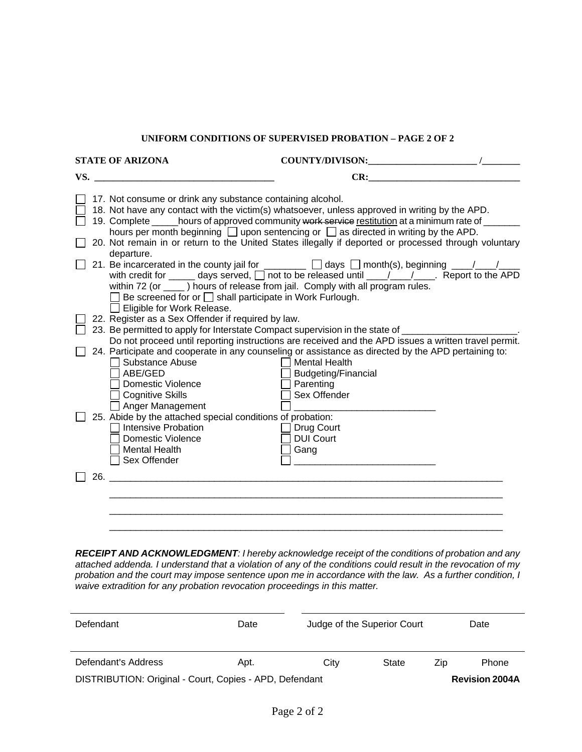**UNIFORM CONDITIONS OF SUPERVISED PROBATION – PAGE 2 OF 2**

**STATE OF ARIZONA** **COUNTY/DIVISON:\_\_\_\_\_\_\_\_\_\_\_\_\_\_\_\_\_\_\_\_\_\_ /\_\_\_\_\_\_\_\_**

**VS.** \_\_\_\_\_\_\_\_\_\_\_\_\_\_\_\_\_\_\_\_\_\_\_\_\_\_\_\_\_\_\_\_\_\_\_\_\_ **CR:**\_\_\_\_\_\_\_\_\_\_\_\_\_\_\_\_\_\_\_\_\_\_\_\_\_\_\_\_\_\_\_\_

☐ 17. Not consume or drink any substance containing alcohol.

☐ 18. Not have any contact with the victim(s) whatsoever, unless approved in writing by the APD.

☐ 19. Complete \_\_\_\_\_hours of approved community ~~work service~~ <u>restitution</u> at a minimum rate of \_\_\_\_\_\_\_ hours per month beginning ☐ upon sentencing or ☐ as directed in writing by the APD.

☐ 20. Not remain in or return to the United States illegally if deported or processed through voluntary departure.

☐ 21. Be incarcerated in the county jail for \_\_\_\_\_\_\_\_ ☐ days ☐ month(s), beginning \_\_\_\_/\_\_\_\_/\_\_\_\_ with credit for \_\_\_\_\_ days served, ☐ not to be released until \_\_\_\_/\_\_\_\_/\_\_\_\_. Report to the APD within 72 (or \_\_\_\_ ) hours of release from jail. Comply with all program rules.
☐ Be screened for or ☐ shall participate in Work Furlough.
☐ Eligible for Work Release.

☐ 22. Register as a Sex Offender if required by law.

☐ 23. Be permitted to apply for Interstate Compact supervision in the state of \_\_\_\_\_\_\_\_\_\_\_\_\_\_\_\_\_\_\_\_\_\_. Do not proceed until reporting instructions are received and the APD issues a written travel permit.

☐ 24. Participate and cooperate in any counseling or assistance as directed by the APD pertaining to:
☐ Substance Abuse ☐ Mental Health
☐ ABE/GED ☐ Budgeting/Financial
☐ Domestic Violence ☐ Parenting
☐ Cognitive Skills ☐ Sex Offender
☐ Anger Management ☐ \_\_\_\_\_\_\_\_\_\_\_\_\_\_\_\_\_\_\_\_\_\_\_\_\_\_\_

☐ 25. Abide by the attached special conditions of probation:
☐ Intensive Probation ☐ Drug Court
☐ Domestic Violence ☐ DUI Court
☐ Mental Health ☐ Gang
☐ Sex Offender ☐ \_\_\_\_\_\_\_\_\_\_\_\_\_\_\_\_\_\_\_\_\_\_\_\_\_\_\_

☐ 26. \_\_\_\_\_\_\_\_\_\_\_\_\_\_\_\_\_\_\_\_\_\_\_\_\_\_\_\_\_\_\_\_\_\_\_\_\_\_\_\_\_\_\_\_\_\_\_\_\_\_\_\_\_\_\_\_\_\_\_\_\_\_\_\_\_\_\_\_\_\_\_\_\_\_\_\_
\_\_\_\_\_\_\_\_\_\_\_\_\_\_\_\_\_\_\_\_\_\_\_\_\_\_\_\_\_\_\_\_\_\_\_\_\_\_\_\_\_\_\_\_\_\_\_\_\_\_\_\_\_\_\_\_\_\_\_\_\_\_\_\_\_\_\_\_\_\_\_\_\_\_\_\_
\_\_\_\_\_\_\_\_\_\_\_\_\_\_\_\_\_\_\_\_\_\_\_\_\_\_\_\_\_\_\_\_\_\_\_\_\_\_\_\_\_\_\_\_\_\_\_\_\_\_\_\_\_\_\_\_\_\_\_\_\_\_\_\_\_\_\_\_\_\_\_\_\_\_\_\_
\_\_\_\_\_\_\_\_\_\_\_\_\_\_\_\_\_\_\_\_\_\_\_\_\_\_\_\_\_\_\_\_\_\_\_\_\_\_\_\_\_\_\_\_\_\_\_\_\_\_\_\_\_\_\_\_\_\_\_\_\_\_\_\_\_\_\_\_\_\_\_\_\_\_\_\_

***RECEIPT AND ACKNOWLEDGMENT****: I hereby acknowledge receipt of the conditions of probation and any attached addenda. I understand that a violation of any of the conditions could result in the revocation of my probation and the court may impose sentence upon me in accordance with the law. As a further condition, I waive extradition for any probation revocation proceedings in this matter.*

| | | | | | |
|---|---|---|---|---|---|
| Defendant | Date | Judge of the Superior Court | | | Date |
| Defendant's Address | Apt. | City | State | Zip | Phone |

DISTRIBUTION: Original - Court, Copies - APD, Defendant **Revision 2004A**